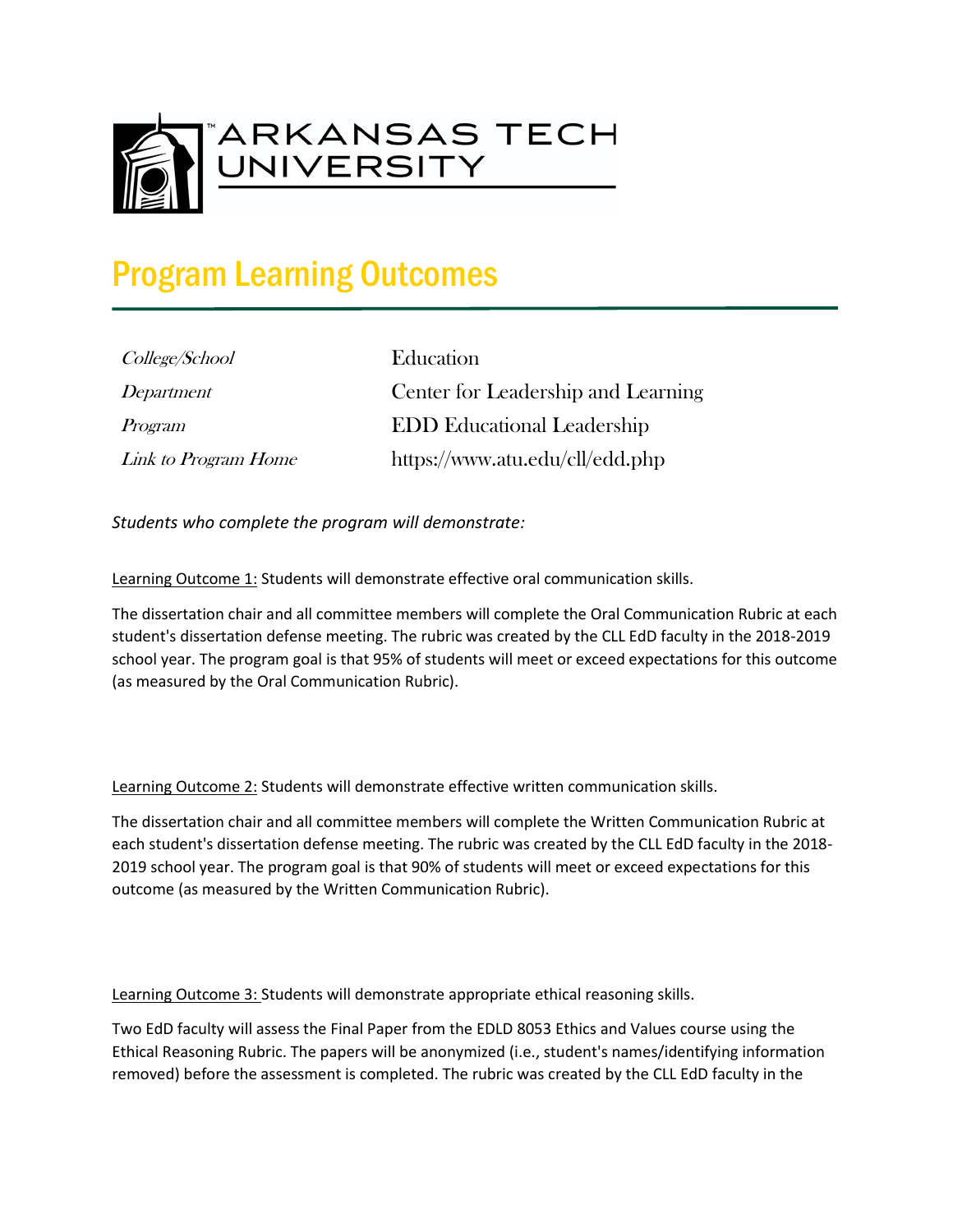ARKANSAS TECH UNIVERSITY

# Program Learning Outcomes

| | |
|---|---|
| *College/School* | Education |
| *Department* | Center for Leadership and Learning |
| *Program* | EDD Educational Leadership |
| *Link to Program Home* | https://www.atu.edu/cll/edd.php |

*Students who complete the program will demonstrate:*

Learning Outcome 1: Students will demonstrate effective oral communication skills.

The dissertation chair and all committee members will complete the Oral Communication Rubric at each student's dissertation defense meeting. The rubric was created by the CLL EdD faculty in the 2018-2019 school year. The program goal is that 95% of students will meet or exceed expectations for this outcome (as measured by the Oral Communication Rubric).

Learning Outcome 2: Students will demonstrate effective written communication skills.

The dissertation chair and all committee members will complete the Written Communication Rubric at each student's dissertation defense meeting. The rubric was created by the CLL EdD faculty in the 2018-2019 school year. The program goal is that 90% of students will meet or exceed expectations for this outcome (as measured by the Written Communication Rubric).

Learning Outcome 3: Students will demonstrate appropriate ethical reasoning skills.

Two EdD faculty will assess the Final Paper from the EDLD 8053 Ethics and Values course using the Ethical Reasoning Rubric. The papers will be anonymized (i.e., student's names/identifying information removed) before the assessment is completed. The rubric was created by the CLL EdD faculty in the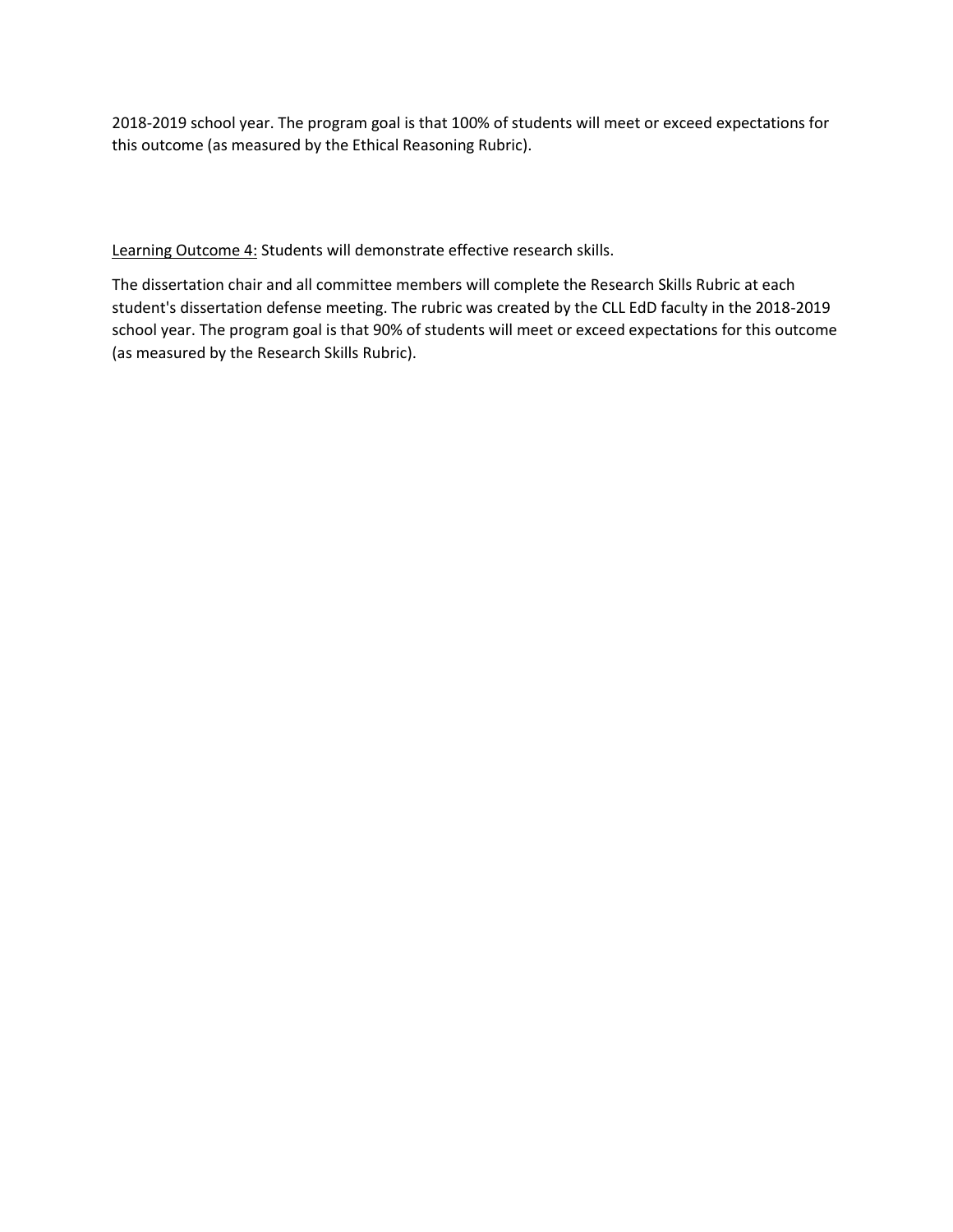2018-2019 school year. The program goal is that 100% of students will meet or exceed expectations for this outcome (as measured by the Ethical Reasoning Rubric).

Learning Outcome 4: Students will demonstrate effective research skills.

The dissertation chair and all committee members will complete the Research Skills Rubric at each student's dissertation defense meeting. The rubric was created by the CLL EdD faculty in the 2018-2019 school year. The program goal is that 90% of students will meet or exceed expectations for this outcome (as measured by the Research Skills Rubric).